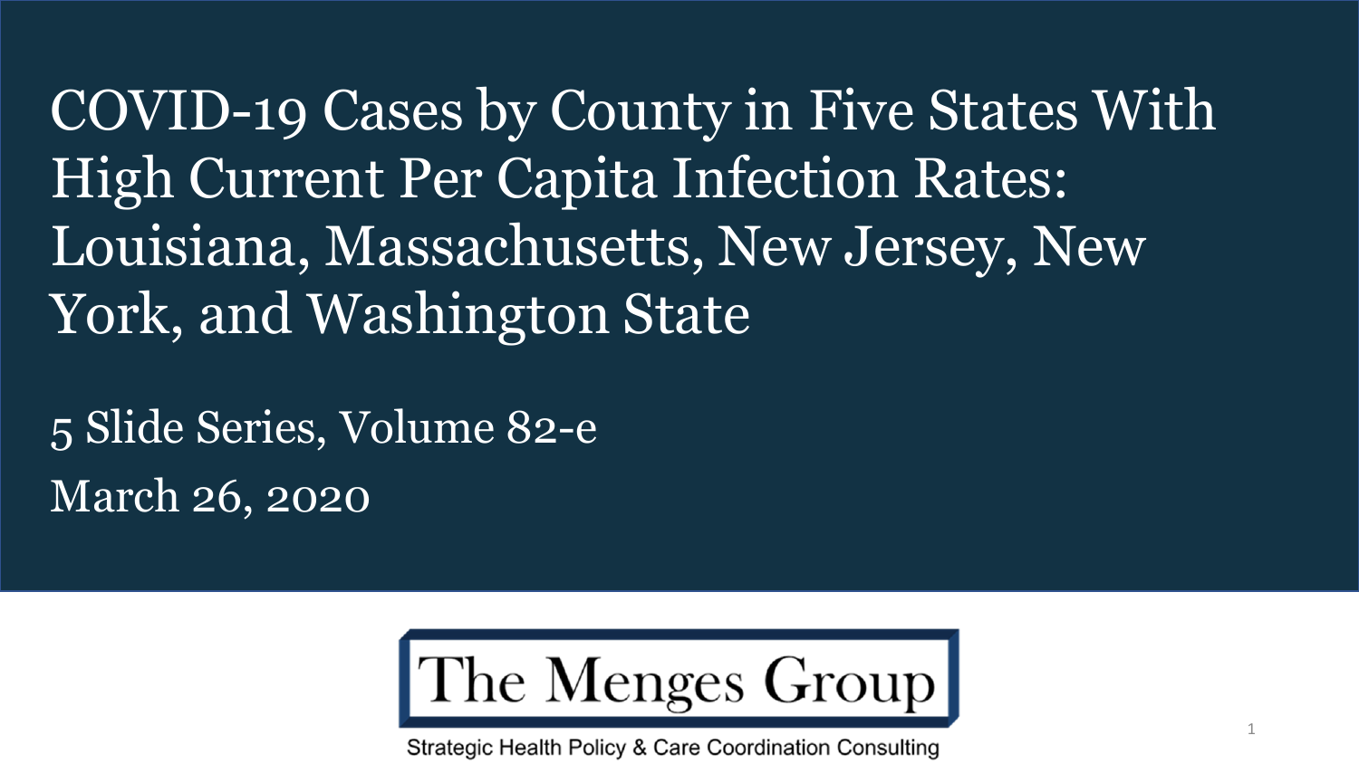# COVID-19 Cases by County in Five States With High Current Per Capita Infection Rates: Louisiana, Massachusetts, New Jersey, New York, and Washington State

5 Slide Series, Volume 82-e

March 26, 2020

The Menges Group

Strategic Health Policy & Care Coordination Consulting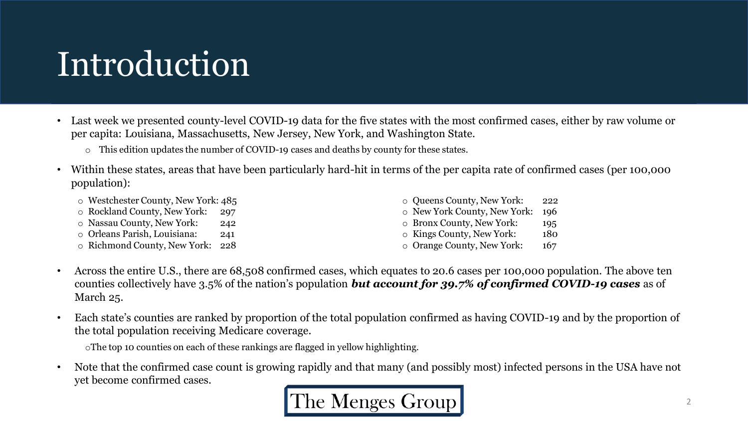# Introduction

- Last week we presented county-level COVID-19 data for the five states with the most confirmed cases, either by raw volume or per capita: Louisiana, Massachusetts, New Jersey, New York, and Washington State.
  - This edition updates the number of COVID-19 cases and deaths by county for these states.
- Within these states, areas that have been particularly hard-hit in terms of the per capita rate of confirmed cases (per 100,000 population):
  - Westchester County, New York: 485
  - Rockland County, New York: 297
  - Nassau County, New York: 242
  - Orleans Parish, Louisiana: 241
  - Richmond County, New York: 228
  - Queens County, New York: 222
  - New York County, New York: 196
  - Bronx County, New York: 195
  - Kings County, New York: 180
  - Orange County, New York: 167
- Across the entire U.S., there are 68,508 confirmed cases, which equates to 20.6 cases per 100,000 population. The above ten counties collectively have 3.5% of the nation's population ***but account for 39.7% of confirmed COVID-19 cases*** as of March 25.
- Each state's counties are ranked by proportion of the total population confirmed as having COVID-19 and by the proportion of the total population receiving Medicare coverage.
  - The top 10 counties on each of these rankings are flagged in yellow highlighting.
- Note that the confirmed case count is growing rapidly and that many (and possibly most) infected persons in the USA have not yet become confirmed cases.

The Menges Group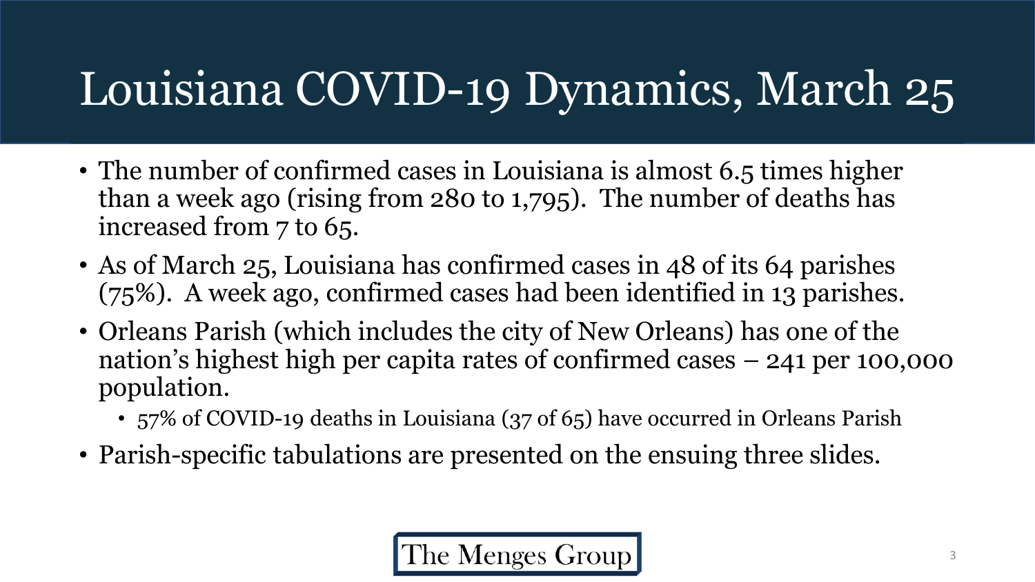# Louisiana COVID-19 Dynamics, March 25

- The number of confirmed cases in Louisiana is almost 6.5 times higher than a week ago (rising from 280 to 1,795). The number of deaths has increased from 7 to 65.
- As of March 25, Louisiana has confirmed cases in 48 of its 64 parishes (75%). A week ago, confirmed cases had been identified in 13 parishes.
- Orleans Parish (which includes the city of New Orleans) has one of the nation's highest high per capita rates of confirmed cases – 241 per 100,000 population.
  - 57% of COVID-19 deaths in Louisiana (37 of 65) have occurred in Orleans Parish
- Parish-specific tabulations are presented on the ensuing three slides.

The Menges Group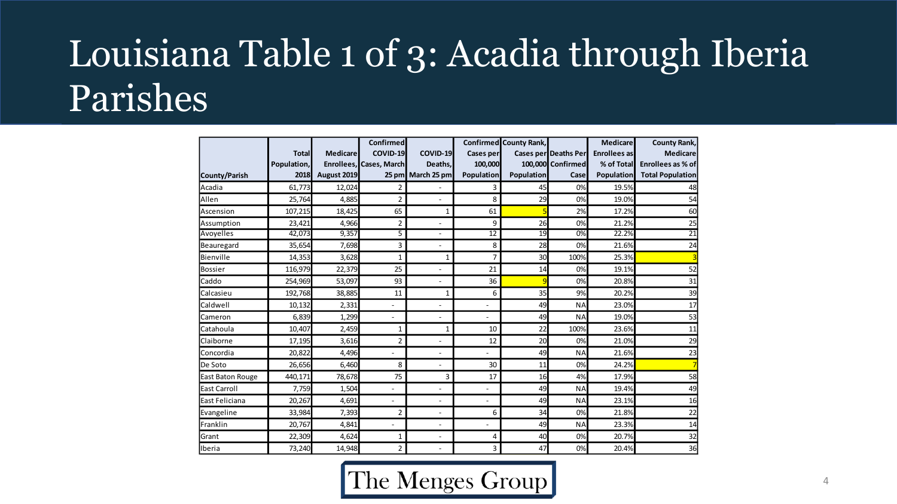# Louisiana Table 1 of 3: Acadia through Iberia Parishes

| County/Parish | Total Population, 2018 | Medicare Enrollees, August 2019 | Confirmed COVID-19 Cases, March 25 pm | COVID-19 Deaths, March 25 pm | Confirmed Cases per 100,000 Population | County Rank, Cases per 100,000 Population | Deaths Per Confirmed Case | Medicare Enrollees as % of Total Population | County Rank, Medicare Enrollees as % of Total Population |
|---|---|---|---|---|---|---|---|---|---|
| Acadia | 61,773 | 12,024 | 2 | - | 3 | 45 | 0% | 19.5% | 48 |
| Allen | 25,764 | 4,885 | 2 | - | 8 | 29 | 0% | 19.0% | 54 |
| Ascension | 107,215 | 18,425 | 65 | 1 | 61 | 5 | 2% | 17.2% | 60 |
| Assumption | 23,421 | 4,966 | 2 | - | 9 | 26 | 0% | 21.2% | 25 |
| Avoyelles | 42,073 | 9,357 | 5 | - | 12 | 19 | 0% | 22.2% | 21 |
| Beauregard | 35,654 | 7,698 | 3 | - | 8 | 28 | 0% | 21.6% | 24 |
| Bienville | 14,353 | 3,628 | 1 | 1 | 7 | 30 | 100% | 25.3% | 3 |
| Bossier | 116,979 | 22,379 | 25 | - | 21 | 14 | 0% | 19.1% | 52 |
| Caddo | 254,969 | 53,097 | 93 | - | 36 | 9 | 0% | 20.8% | 31 |
| Calcasieu | 192,768 | 38,885 | 11 | 1 | 6 | 35 | 9% | 20.2% | 39 |
| Caldwell | 10,132 | 2,331 | - | - | - | 49 | NA | 23.0% | 17 |
| Cameron | 6,839 | 1,299 | - | - | - | 49 | NA | 19.0% | 53 |
| Catahoula | 10,407 | 2,459 | 1 | 1 | 10 | 22 | 100% | 23.6% | 11 |
| Claiborne | 17,195 | 3,616 | 2 | - | 12 | 20 | 0% | 21.0% | 29 |
| Concordia | 20,822 | 4,496 | - | - | - | 49 | NA | 21.6% | 23 |
| De Soto | 26,656 | 6,460 | 8 | - | 30 | 11 | 0% | 24.2% | 7 |
| East Baton Rouge | 440,171 | 78,678 | 75 | 3 | 17 | 16 | 4% | 17.9% | 58 |
| East Carroll | 7,759 | 1,504 | - | - | - | 49 | NA | 19.4% | 49 |
| East Feliciana | 20,267 | 4,691 | - | - | - | 49 | NA | 23.1% | 16 |
| Evangeline | 33,984 | 7,393 | 2 | - | 6 | 34 | 0% | 21.8% | 22 |
| Franklin | 20,767 | 4,841 | - | - | - | 49 | NA | 23.3% | 14 |
| Grant | 22,309 | 4,624 | 1 | - | 4 | 40 | 0% | 20.7% | 32 |
| Iberia | 73,240 | 14,948 | 2 | - | 3 | 47 | 0% | 20.4% | 36 |

The Menges Group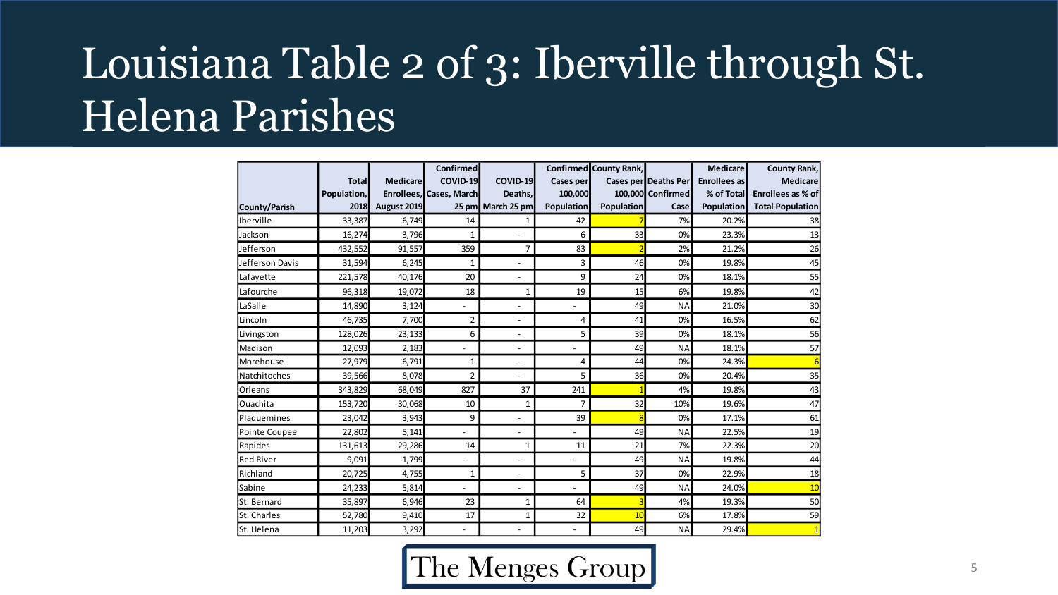# Louisiana Table 2 of 3: Iberville through St. Helena Parishes

| County/Parish | Total Population, 2018 | Medicare Enrollees, August 2019 | Confirmed COVID-19 Cases, March 25 pm | COVID-19 Deaths, March 25 pm | Confirmed Cases per 100,000 Population | County Rank, Cases per 100,000 Population | Deaths Per Confirmed Case | Medicare Enrollees as % of Total Population | County Rank, Medicare Enrollees as % of Total Population |
|---|---|---|---|---|---|---|---|---|---|
| Iberville | 33,387 | 6,749 | 14 | 1 | 42 | 7 | 7% | 20.2% | 38 |
| Jackson | 16,274 | 3,796 | 1 | - | 6 | 33 | 0% | 23.3% | 13 |
| Jefferson | 432,552 | 91,557 | 359 | 7 | 83 | 2 | 2% | 21.2% | 26 |
| Jefferson Davis | 31,594 | 6,245 | 1 | - | 3 | 46 | 0% | 19.8% | 45 |
| Lafayette | 221,578 | 40,176 | 20 | - | 9 | 24 | 0% | 18.1% | 55 |
| Lafourche | 96,318 | 19,072 | 18 | 1 | 19 | 15 | 6% | 19.8% | 42 |
| LaSalle | 14,890 | 3,124 | - | - | - | 49 | NA | 21.0% | 30 |
| Lincoln | 46,735 | 7,700 | 2 | - | 4 | 41 | 0% | 16.5% | 62 |
| Livingston | 128,026 | 23,133 | 6 | - | 5 | 39 | 0% | 18.1% | 56 |
| Madison | 12,093 | 2,183 | - | - | - | 49 | NA | 18.1% | 57 |
| Morehouse | 27,979 | 6,791 | 1 | - | 4 | 44 | 0% | 24.3% | 6 |
| Natchitoches | 39,566 | 8,078 | 2 | - | 5 | 36 | 0% | 20.4% | 35 |
| Orleans | 343,829 | 68,049 | 827 | 37 | 241 | 1 | 4% | 19.8% | 43 |
| Ouachita | 153,720 | 30,068 | 10 | 1 | 7 | 32 | 10% | 19.6% | 47 |
| Plaquemines | 23,042 | 3,943 | 9 | - | 39 | 8 | 0% | 17.1% | 61 |
| Pointe Coupee | 22,802 | 5,141 | - | - | - | 49 | NA | 22.5% | 19 |
| Rapides | 131,613 | 29,286 | 14 | 1 | 11 | 21 | 7% | 22.3% | 20 |
| Red River | 9,091 | 1,799 | - | - | - | 49 | NA | 19.8% | 44 |
| Richland | 20,725 | 4,755 | 1 | - | 5 | 37 | 0% | 22.9% | 18 |
| Sabine | 24,233 | 5,814 | - | - | - | 49 | NA | 24.0% | 10 |
| St. Bernard | 35,897 | 6,946 | 23 | 1 | 64 | 3 | 4% | 19.3% | 50 |
| St. Charles | 52,780 | 9,410 | 17 | 1 | 32 | 10 | 6% | 17.8% | 59 |
| St. Helena | 11,203 | 3,292 | - | - | - | 49 | NA | 29.4% | 1 |

The Menges Group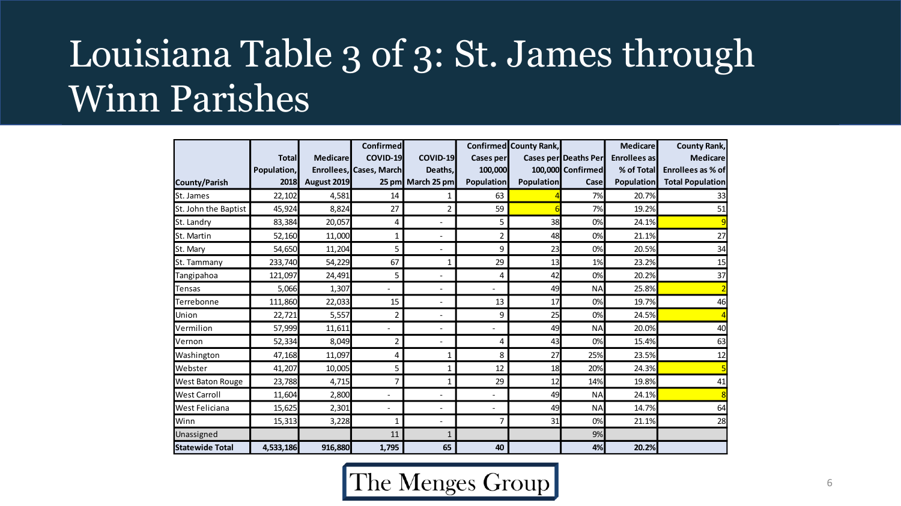# Louisiana Table 3 of 3: St. James through Winn Parishes

| County/Parish | Total Population, 2018 | Medicare Enrollees, August 2019 | Confirmed COVID-19 Cases, March 25 pm | COVID-19 Deaths, March 25 pm | Confirmed Cases per 100,000 Population | County Rank, Cases per 100,000 Population | Deaths Per Confirmed Case | Medicare Enrollees as % of Total Population | County Rank, Medicare Enrollees as % of Total Population |
|---|---|---|---|---|---|---|---|---|---|
| St. James | 22,102 | 4,581 | 14 | 1 | 63 | 4 | 7% | 20.7% | 33 |
| St. John the Baptist | 45,924 | 8,824 | 27 | 2 | 59 | 6 | 7% | 19.2% | 51 |
| St. Landry | 83,384 | 20,057 | 4 | - | 5 | 38 | 0% | 24.1% | 9 |
| St. Martin | 52,160 | 11,000 | 1 | - | 2 | 48 | 0% | 21.1% | 27 |
| St. Mary | 54,650 | 11,204 | 5 | - | 9 | 23 | 0% | 20.5% | 34 |
| St. Tammany | 233,740 | 54,229 | 67 | 1 | 29 | 13 | 1% | 23.2% | 15 |
| Tangipahoa | 121,097 | 24,491 | 5 | - | 4 | 42 | 0% | 20.2% | 37 |
| Tensas | 5,066 | 1,307 | - | - | - | 49 | NA | 25.8% | 2 |
| Terrebonne | 111,860 | 22,033 | 15 | - | 13 | 17 | 0% | 19.7% | 46 |
| Union | 22,721 | 5,557 | 2 | - | 9 | 25 | 0% | 24.5% | 4 |
| Vermilion | 57,999 | 11,611 | - | - | - | 49 | NA | 20.0% | 40 |
| Vernon | 52,334 | 8,049 | 2 | - | 4 | 43 | 0% | 15.4% | 63 |
| Washington | 47,168 | 11,097 | 4 | 1 | 8 | 27 | 25% | 23.5% | 12 |
| Webster | 41,207 | 10,005 | 5 | 1 | 12 | 18 | 20% | 24.3% | 5 |
| West Baton Rouge | 23,788 | 4,715 | 7 | 1 | 29 | 12 | 14% | 19.8% | 41 |
| West Carroll | 11,604 | 2,800 | - | - | - | 49 | NA | 24.1% | 8 |
| West Feliciana | 15,625 | 2,301 | - | - | - | 49 | NA | 14.7% | 64 |
| Winn | 15,313 | 3,228 | 1 | - | 7 | 31 | 0% | 21.1% | 28 |
| Unassigned | | | 11 | 1 | | | 9% | | |
| **Statewide Total** | **4,533,186** | **916,880** | **1,795** | **65** | **40** | | **4%** | **20.2%** | |

The Menges Group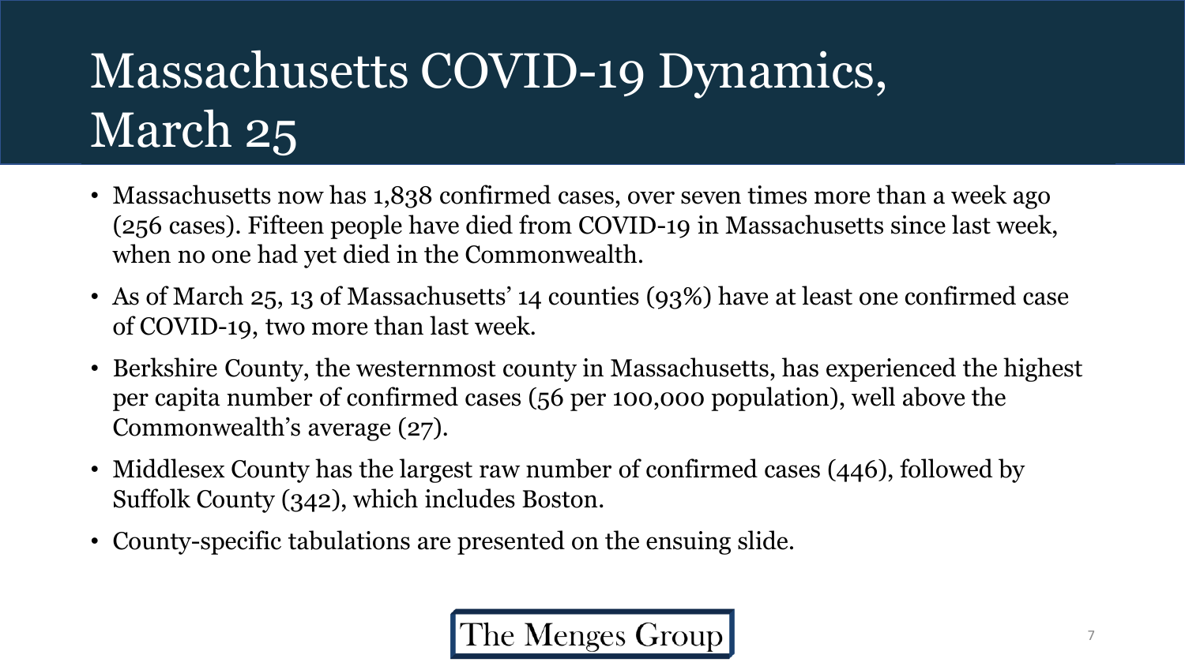# Massachusetts COVID-19 Dynamics, March 25

- Massachusetts now has 1,838 confirmed cases, over seven times more than a week ago (256 cases). Fifteen people have died from COVID-19 in Massachusetts since last week, when no one had yet died in the Commonwealth.
- As of March 25, 13 of Massachusetts' 14 counties (93%) have at least one confirmed case of COVID-19, two more than last week.
- Berkshire County, the westernmost county in Massachusetts, has experienced the highest per capita number of confirmed cases (56 per 100,000 population), well above the Commonwealth's average (27).
- Middlesex County has the largest raw number of confirmed cases (446), followed by Suffolk County (342), which includes Boston.
- County-specific tabulations are presented on the ensuing slide.

The Menges Group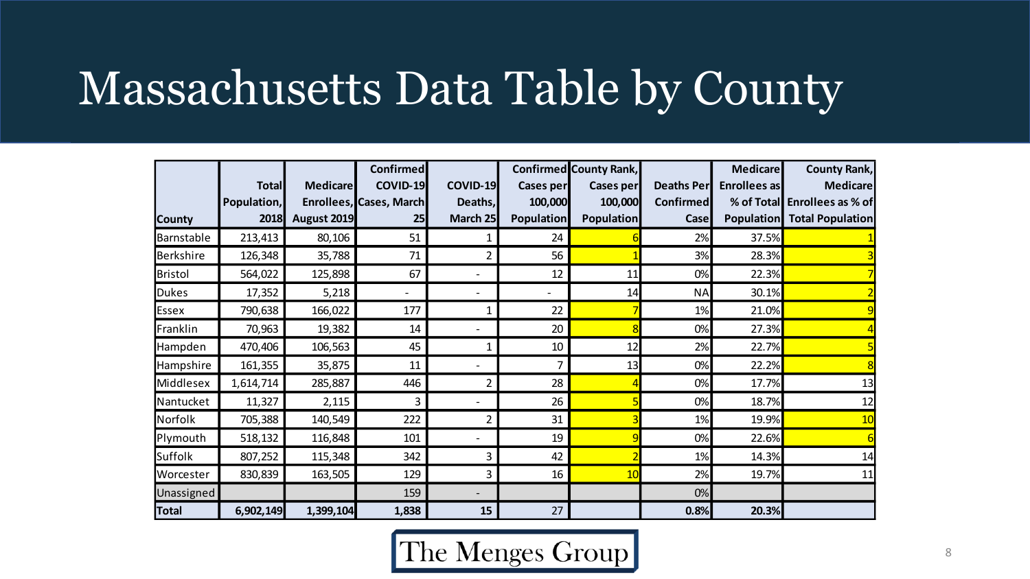# Massachusetts Data Table by County

| County | Total Population, 2018 | Medicare Enrollees, August 2019 | Confirmed COVID-19 Cases, March 25 | COVID-19 Deaths, March 25 | Confirmed Cases per 100,000 Population | County Rank, Cases per 100,000 Population | Deaths Per Confirmed Case | Medicare Enrollees as % of Total Population | County Rank, Medicare Enrollees as % of Total Population |
|---|---|---|---|---|---|---|---|---|---|
| Barnstable | 213,413 | 80,106 | 51 | 1 | 24 | 6 | 2% | 37.5% | 1 |
| Berkshire | 126,348 | 35,788 | 71 | 2 | 56 | 1 | 3% | 28.3% | 3 |
| Bristol | 564,022 | 125,898 | 67 | - | 12 | 11 | 0% | 22.3% | 7 |
| Dukes | 17,352 | 5,218 | - | - | - | 14 | NA | 30.1% | 2 |
| Essex | 790,638 | 166,022 | 177 | 1 | 22 | 7 | 1% | 21.0% | 9 |
| Franklin | 70,963 | 19,382 | 14 | - | 20 | 8 | 0% | 27.3% | 4 |
| Hampden | 470,406 | 106,563 | 45 | 1 | 10 | 12 | 2% | 22.7% | 5 |
| Hampshire | 161,355 | 35,875 | 11 | - | 7 | 13 | 0% | 22.2% | 8 |
| Middlesex | 1,614,714 | 285,887 | 446 | 2 | 28 | 4 | 0% | 17.7% | 13 |
| Nantucket | 11,327 | 2,115 | 3 | - | 26 | 5 | 0% | 18.7% | 12 |
| Norfolk | 705,388 | 140,549 | 222 | 2 | 31 | 3 | 1% | 19.9% | 10 |
| Plymouth | 518,132 | 116,848 | 101 | - | 19 | 9 | 0% | 22.6% | 6 |
| Suffolk | 807,252 | 115,348 | 342 | 3 | 42 | 2 | 1% | 14.3% | 14 |
| Worcester | 830,839 | 163,505 | 129 | 3 | 16 | 10 | 2% | 19.7% | 11 |
| Unassigned | | | 159 | - | | | 0% | | |
| **Total** | **6,902,149** | **1,399,104** | **1,838** | **15** | 27 | | **0.8%** | **20.3%** | |

The Menges Group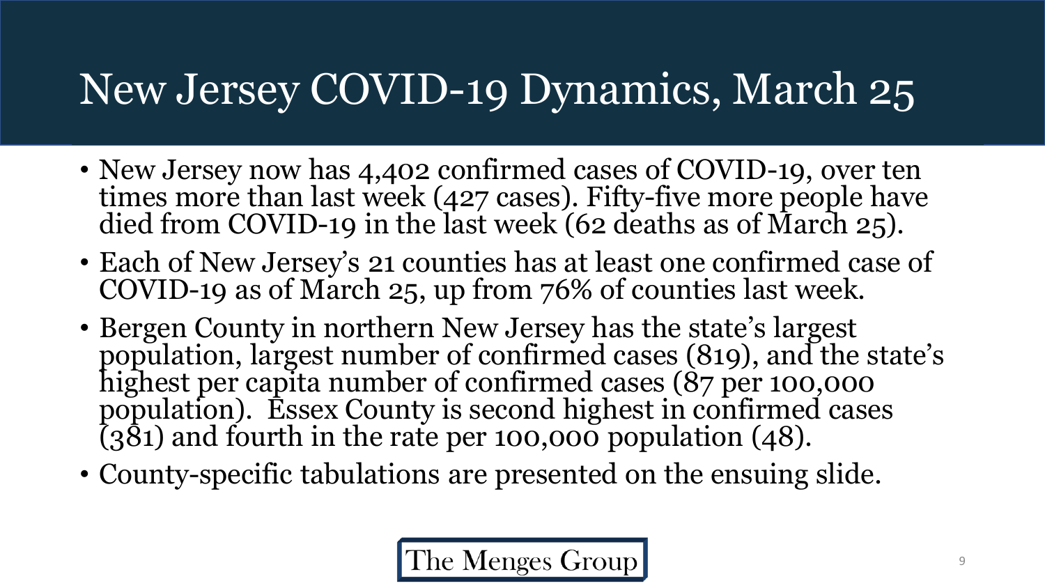# New Jersey COVID-19 Dynamics, March 25

- New Jersey now has 4,402 confirmed cases of COVID-19, over ten times more than last week (427 cases). Fifty-five more people have died from COVID-19 in the last week (62 deaths as of March 25).
- Each of New Jersey's 21 counties has at least one confirmed case of COVID-19 as of March 25, up from 76% of counties last week.
- Bergen County in northern New Jersey has the state's largest population, largest number of confirmed cases (819), and the state's highest per capita number of confirmed cases (87 per 100,000 population). Essex County is second highest in confirmed cases (381) and fourth in the rate per 100,000 population (48).
- County-specific tabulations are presented on the ensuing slide.

The Menges Group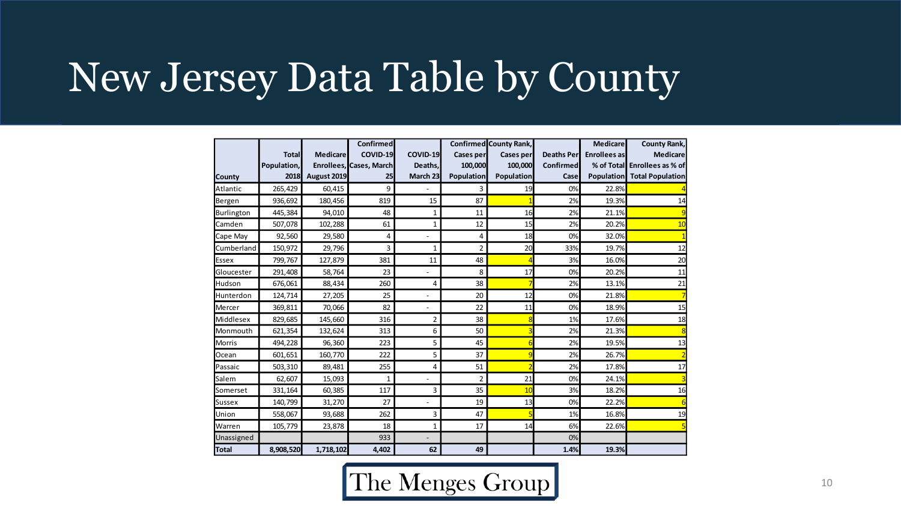# New Jersey Data Table by County

| County | Total Population, 2018 | Medicare Enrollees, August 2019 | Confirmed COVID-19 Cases, March 25 | COVID-19 Deaths, March 23 | Confirmed Cases per 100,000 Population | County Rank, Cases per 100,000 Population | Deaths Per Confirmed Case | Medicare Enrollees as % of Total Population | County Rank, Medicare Enrollees as % of Total Population |
|---|---|---|---|---|---|---|---|---|---|
| Atlantic | 265,429 | 60,415 | 9 | - | 3 | 19 | 0% | 22.8% | 4 |
| Bergen | 936,692 | 180,456 | 819 | 15 | 87 | 1 | 2% | 19.3% | 14 |
| Burlington | 445,384 | 94,010 | 48 | 1 | 11 | 16 | 2% | 21.1% | 9 |
| Camden | 507,078 | 102,288 | 61 | 1 | 12 | 15 | 2% | 20.2% | 10 |
| Cape May | 92,560 | 29,580 | 4 | - | 4 | 18 | 0% | 32.0% | 1 |
| Cumberland | 150,972 | 29,796 | 3 | 1 | 2 | 20 | 33% | 19.7% | 12 |
| Essex | 799,767 | 127,879 | 381 | 11 | 48 | 4 | 3% | 16.0% | 20 |
| Gloucester | 291,408 | 58,764 | 23 | - | 8 | 17 | 0% | 20.2% | 11 |
| Hudson | 676,061 | 88,434 | 260 | 4 | 38 | 7 | 2% | 13.1% | 21 |
| Hunterdon | 124,714 | 27,205 | 25 | - | 20 | 12 | 0% | 21.8% | 7 |
| Mercer | 369,811 | 70,066 | 82 | - | 22 | 11 | 0% | 18.9% | 15 |
| Middlesex | 829,685 | 145,660 | 316 | 2 | 38 | 8 | 1% | 17.6% | 18 |
| Monmouth | 621,354 | 132,624 | 313 | 6 | 50 | 3 | 2% | 21.3% | 8 |
| Morris | 494,228 | 96,360 | 223 | 5 | 45 | 6 | 2% | 19.5% | 13 |
| Ocean | 601,651 | 160,770 | 222 | 5 | 37 | 9 | 2% | 26.7% | 2 |
| Passaic | 503,310 | 89,481 | 255 | 4 | 51 | 2 | 2% | 17.8% | 17 |
| Salem | 62,607 | 15,093 | 1 | - | 2 | 21 | 0% | 24.1% | 3 |
| Somerset | 331,164 | 60,385 | 117 | 3 | 35 | 10 | 3% | 18.2% | 16 |
| Sussex | 140,799 | 31,270 | 27 | - | 19 | 13 | 0% | 22.2% | 6 |
| Union | 558,067 | 93,688 | 262 | 3 | 47 | 5 | 1% | 16.8% | 19 |
| Warren | 105,779 | 23,878 | 18 | 1 | 17 | 14 | 6% | 22.6% | 5 |
| Unassigned | | | 933 | - | | | 0% | | |
| **Total** | **8,908,520** | **1,718,102** | **4,402** | **62** | **49** | | **1.4%** | **19.3%** | |

The Menges Group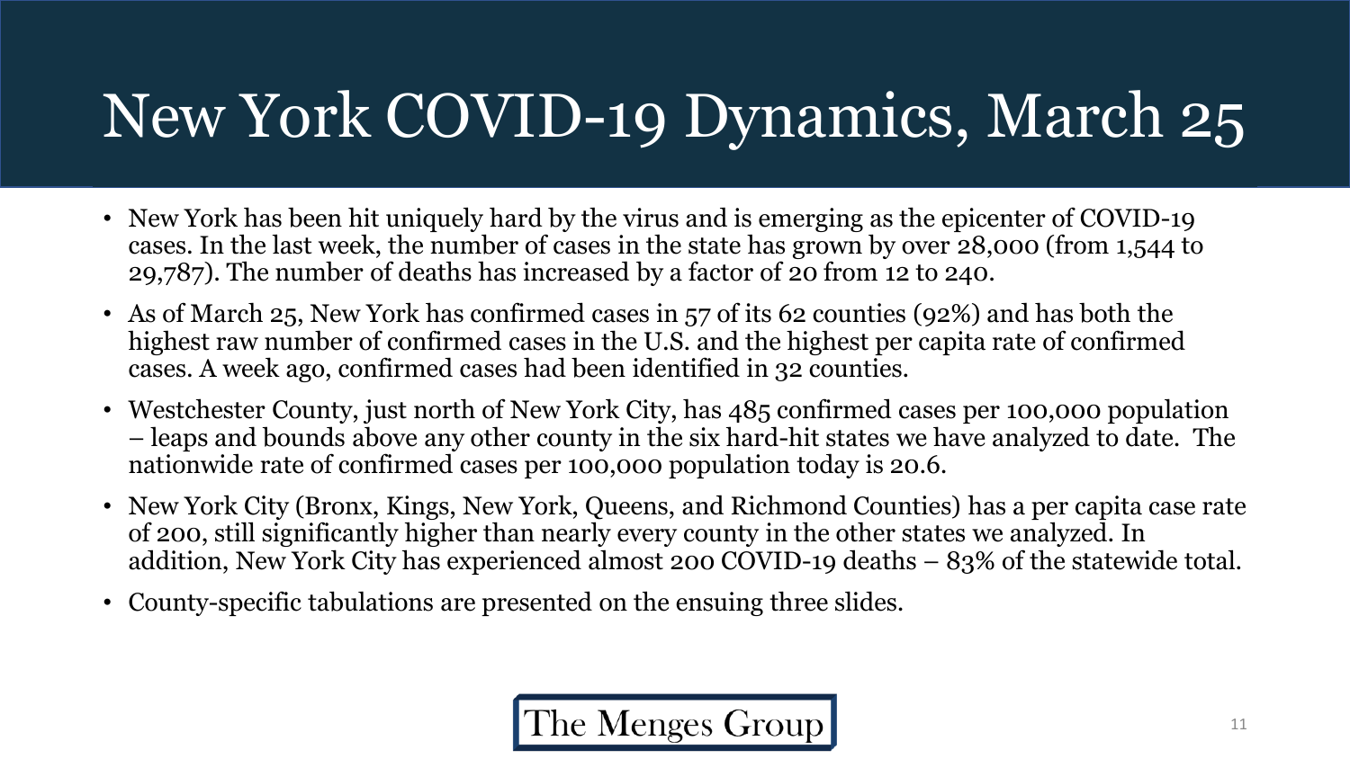# New York COVID-19 Dynamics, March 25

- New York has been hit uniquely hard by the virus and is emerging as the epicenter of COVID-19 cases. In the last week, the number of cases in the state has grown by over 28,000 (from 1,544 to 29,787). The number of deaths has increased by a factor of 20 from 12 to 240.
- As of March 25, New York has confirmed cases in 57 of its 62 counties (92%) and has both the highest raw number of confirmed cases in the U.S. and the highest per capita rate of confirmed cases. A week ago, confirmed cases had been identified in 32 counties.
- Westchester County, just north of New York City, has 485 confirmed cases per 100,000 population – leaps and bounds above any other county in the six hard-hit states we have analyzed to date. The nationwide rate of confirmed cases per 100,000 population today is 20.6.
- New York City (Bronx, Kings, New York, Queens, and Richmond Counties) has a per capita case rate of 200, still significantly higher than nearly every county in the other states we analyzed. In addition, New York City has experienced almost 200 COVID-19 deaths – 83% of the statewide total.
- County-specific tabulations are presented on the ensuing three slides.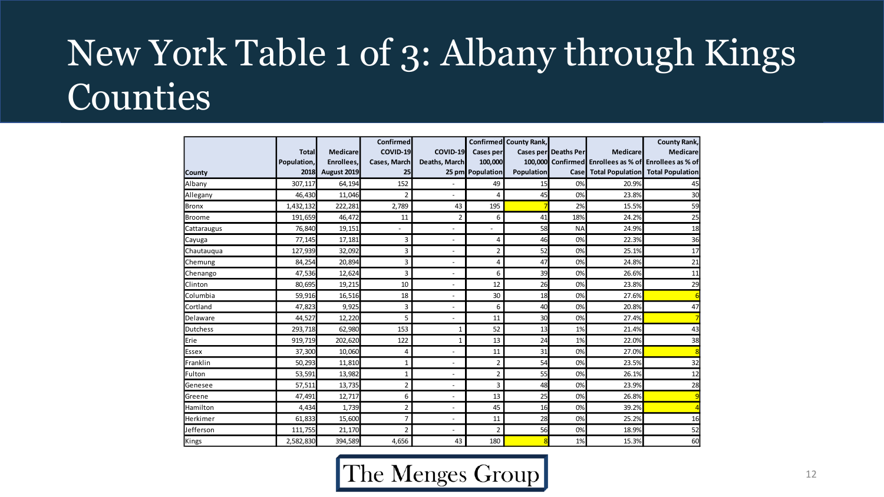# New York Table 1 of 3: Albany through Kings Counties

| County | Total Population, 2018 | Medicare Enrollees, August 2019 | Confirmed COVID-19 Cases, March 25 | COVID-19 Deaths, March 25 pm | Confirmed Cases per 100,000 Population | County Rank, Cases per 100,000 Population | Deaths Per Confirmed Case | Medicare Enrollees as % of Total Population | County Rank, Medicare Enrollees as % of Total Population |
|---|---|---|---|---|---|---|---|---|---|
| Albany | 307,117 | 64,194 | 152 | - | 49 | 15 | 0% | 20.9% | 45 |
| Allegany | 46,430 | 11,046 | 2 | - | 4 | 45 | 0% | 23.8% | 30 |
| Bronx | 1,432,132 | 222,281 | 2,789 | 43 | 195 | 7 | 2% | 15.5% | 59 |
| Broome | 191,659 | 46,472 | 11 | 2 | 6 | 41 | 18% | 24.2% | 25 |
| Cattaraugus | 76,840 | 19,151 | - | - | - | 58 | NA | 24.9% | 18 |
| Cayuga | 77,145 | 17,181 | 3 | - | 4 | 46 | 0% | 22.3% | 36 |
| Chautauqua | 127,939 | 32,092 | 3 | - | 2 | 52 | 0% | 25.1% | 17 |
| Chemung | 84,254 | 20,894 | 3 | - | 4 | 47 | 0% | 24.8% | 21 |
| Chenango | 47,536 | 12,624 | 3 | - | 6 | 39 | 0% | 26.6% | 11 |
| Clinton | 80,695 | 19,215 | 10 | - | 12 | 26 | 0% | 23.8% | 29 |
| Columbia | 59,916 | 16,516 | 18 | - | 30 | 18 | 0% | 27.6% | 6 |
| Cortland | 47,823 | 9,925 | 3 | - | 6 | 40 | 0% | 20.8% | 47 |
| Delaware | 44,527 | 12,220 | 5 | - | 11 | 30 | 0% | 27.4% | 7 |
| Dutchess | 293,718 | 62,980 | 153 | 1 | 52 | 13 | 1% | 21.4% | 43 |
| Erie | 919,719 | 202,620 | 122 | 1 | 13 | 24 | 1% | 22.0% | 38 |
| Essex | 37,300 | 10,060 | 4 | - | 11 | 31 | 0% | 27.0% | 8 |
| Franklin | 50,293 | 11,810 | 1 | - | 2 | 54 | 0% | 23.5% | 32 |
| Fulton | 53,591 | 13,982 | 1 | - | 2 | 55 | 0% | 26.1% | 12 |
| Genesee | 57,511 | 13,735 | 2 | - | 3 | 48 | 0% | 23.9% | 28 |
| Greene | 47,491 | 12,717 | 6 | - | 13 | 25 | 0% | 26.8% | 9 |
| Hamilton | 4,434 | 1,739 | 2 | - | 45 | 16 | 0% | 39.2% | 4 |
| Herkimer | 61,833 | 15,600 | 7 | - | 11 | 28 | 0% | 25.2% | 16 |
| Jefferson | 111,755 | 21,170 | 2 | - | 2 | 56 | 0% | 18.9% | 52 |
| Kings | 2,582,830 | 394,589 | 4,656 | 43 | 180 | 8 | 1% | 15.3% | 60 |

The Menges Group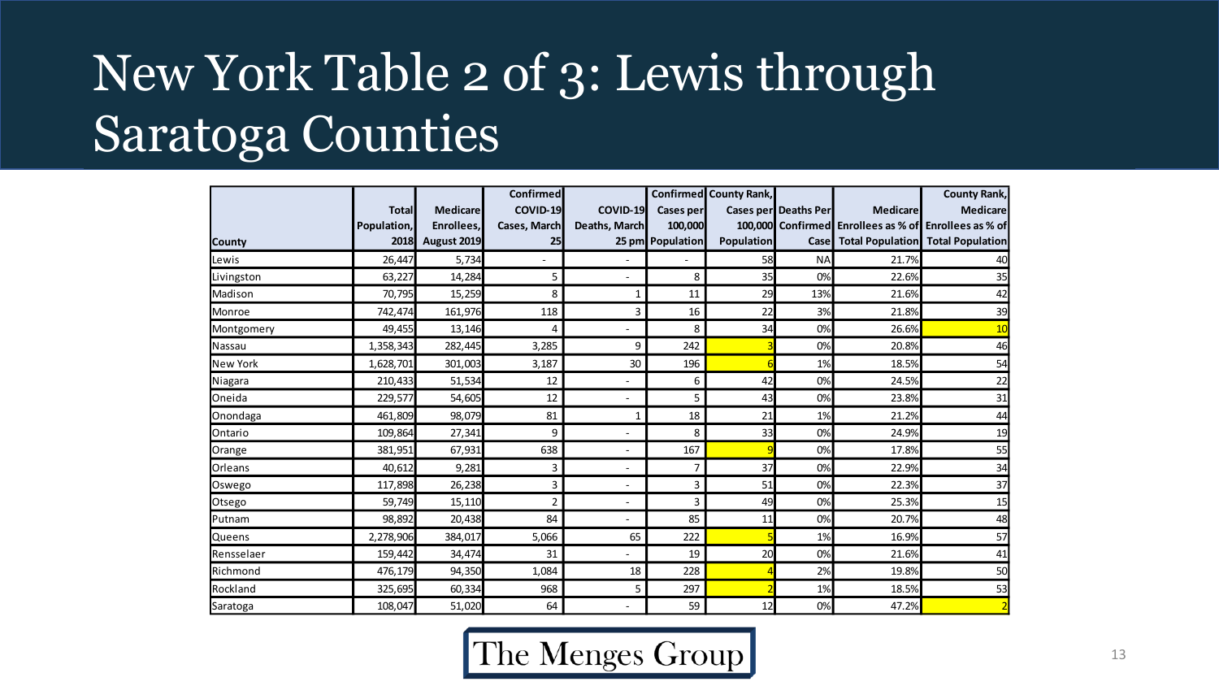# New York Table 2 of 3: Lewis through Saratoga Counties

| County | Total Population, 2018 | Medicare Enrollees, August 2019 | Confirmed COVID-19 Cases, March 25 | COVID-19 Deaths, March 25 pm | Confirmed Cases per 100,000 Population | County Rank, Cases per 100,000 Population | Deaths Per Confirmed Case | Medicare Enrollees as % of Total Population | County Rank, Medicare Enrollees as % of Total Population |
|---|---|---|---|---|---|---|---|---|---|
| Lewis | 26,447 | 5,734 | - | - | - | 58 | NA | 21.7% | 40 |
| Livingston | 63,227 | 14,284 | 5 | - | 8 | 35 | 0% | 22.6% | 35 |
| Madison | 70,795 | 15,259 | 8 | 1 | 11 | 29 | 13% | 21.6% | 42 |
| Monroe | 742,474 | 161,976 | 118 | 3 | 16 | 22 | 3% | 21.8% | 39 |
| Montgomery | 49,455 | 13,146 | 4 | - | 8 | 34 | 0% | 26.6% | 10 |
| Nassau | 1,358,343 | 282,445 | 3,285 | 9 | 242 | 3 | 0% | 20.8% | 46 |
| New York | 1,628,701 | 301,003 | 3,187 | 30 | 196 | 6 | 1% | 18.5% | 54 |
| Niagara | 210,433 | 51,534 | 12 | - | 6 | 42 | 0% | 24.5% | 22 |
| Oneida | 229,577 | 54,605 | 12 | - | 5 | 43 | 0% | 23.8% | 31 |
| Onondaga | 461,809 | 98,079 | 81 | 1 | 18 | 21 | 1% | 21.2% | 44 |
| Ontario | 109,864 | 27,341 | 9 | - | 8 | 33 | 0% | 24.9% | 19 |
| Orange | 381,951 | 67,931 | 638 | - | 167 | 9 | 0% | 17.8% | 55 |
| Orleans | 40,612 | 9,281 | 3 | - | 7 | 37 | 0% | 22.9% | 34 |
| Oswego | 117,898 | 26,238 | 3 | - | 3 | 51 | 0% | 22.3% | 37 |
| Otsego | 59,749 | 15,110 | 2 | - | 3 | 49 | 0% | 25.3% | 15 |
| Putnam | 98,892 | 20,438 | 84 | - | 85 | 11 | 0% | 20.7% | 48 |
| Queens | 2,278,906 | 384,017 | 5,066 | 65 | 222 | 5 | 1% | 16.9% | 57 |
| Rensselaer | 159,442 | 34,474 | 31 | - | 19 | 20 | 0% | 21.6% | 41 |
| Richmond | 476,179 | 94,350 | 1,084 | 18 | 228 | 4 | 2% | 19.8% | 50 |
| Rockland | 325,695 | 60,334 | 968 | 5 | 297 | 2 | 1% | 18.5% | 53 |
| Saratoga | 108,047 | 51,020 | 64 | - | 59 | 12 | 0% | 47.2% | 2 |

The Menges Group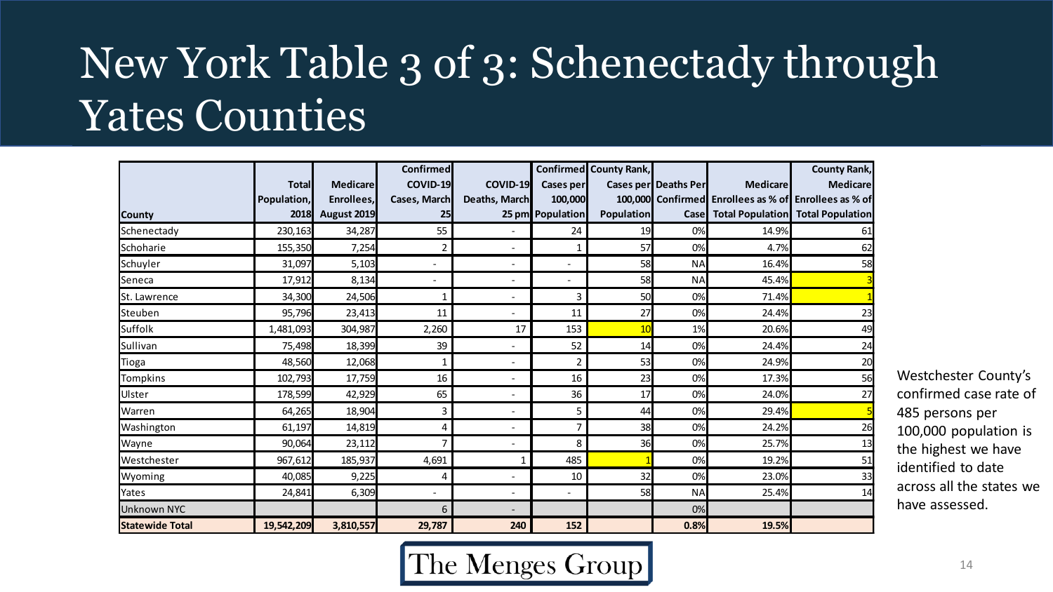# New York Table 3 of 3: Schenectady through Yates Counties

| County | Total Population, 2018 | Medicare Enrollees, August 2019 | Confirmed COVID-19 Cases, March 25 | COVID-19 Deaths, March 25 pm | Confirmed Cases per 100,000 Population | County Rank, Cases per 100,000 Population | Deaths Per Confirmed Case | Medicare Enrollees as % of Total Population | County Rank, Medicare Enrollees as % of Total Population |
|---|---|---|---|---|---|---|---|---|---|
| Schenectady | 230,163 | 34,287 | 55 | - | 24 | 19 | 0% | 14.9% | 61 |
| Schoharie | 155,350 | 7,254 | 2 | - | 1 | 57 | 0% | 4.7% | 62 |
| Schuyler | 31,097 | 5,103 | - | - | - | 58 | NA | 16.4% | 58 |
| Seneca | 17,912 | 8,134 | - | - | - | 58 | NA | 45.4% | 3 |
| St. Lawrence | 34,300 | 24,506 | 1 | - | 3 | 50 | 0% | 71.4% | 1 |
| Steuben | 95,796 | 23,413 | 11 | - | 11 | 27 | 0% | 24.4% | 23 |
| Suffolk | 1,481,093 | 304,987 | 2,260 | 17 | 153 | 10 | 1% | 20.6% | 49 |
| Sullivan | 75,498 | 18,399 | 39 | - | 52 | 14 | 0% | 24.4% | 24 |
| Tioga | 48,560 | 12,068 | 1 | - | 2 | 53 | 0% | 24.9% | 20 |
| Tompkins | 102,793 | 17,759 | 16 | - | 16 | 23 | 0% | 17.3% | 56 |
| Ulster | 178,599 | 42,929 | 65 | - | 36 | 17 | 0% | 24.0% | 27 |
| Warren | 64,265 | 18,904 | 3 | - | 5 | 44 | 0% | 29.4% | 5 |
| Washington | 61,197 | 14,819 | 4 | - | 7 | 38 | 0% | 24.2% | 26 |
| Wayne | 90,064 | 23,112 | 7 | - | 8 | 36 | 0% | 25.7% | 13 |
| Westchester | 967,612 | 185,937 | 4,691 | 1 | 485 | 1 | 0% | 19.2% | 51 |
| Wyoming | 40,085 | 9,225 | 4 | - | 10 | 32 | 0% | 23.0% | 33 |
| Yates | 24,841 | 6,309 | - | - | - | 58 | NA | 25.4% | 14 |
| Unknown NYC | | | 6 | - | | | 0% | | |
| **Statewide Total** | **19,542,209** | **3,810,557** | **29,787** | **240** | **152** | | **0.8%** | **19.5%** | |

Westchester County's confirmed case rate of 485 persons per 100,000 population is the highest we have identified to date across all the states we have assessed.

The Menges Group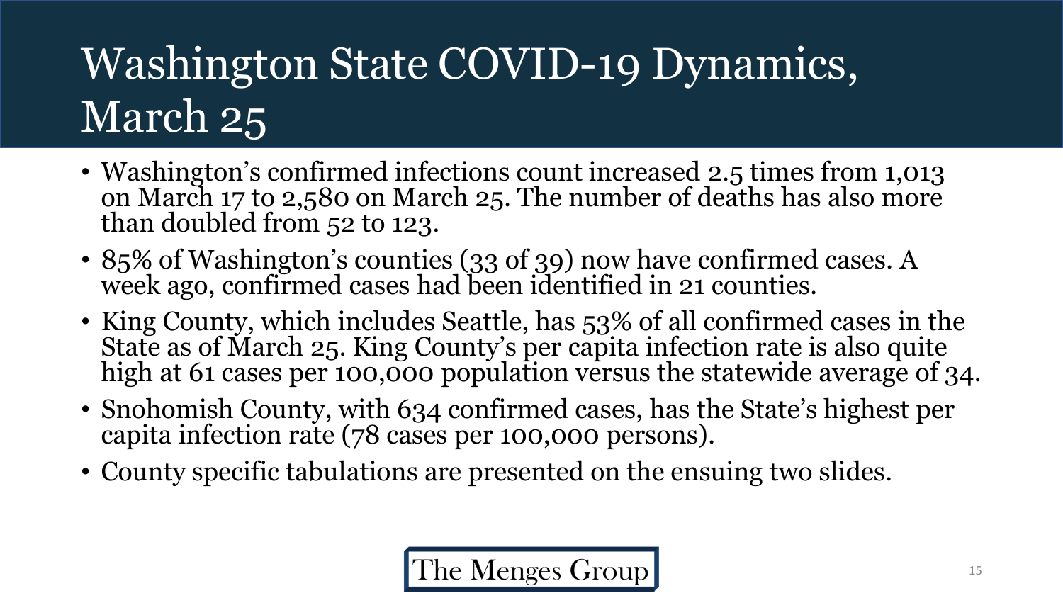# Washington State COVID-19 Dynamics, March 25

- Washington's confirmed infections count increased 2.5 times from 1,013 on March 17 to 2,580 on March 25. The number of deaths has also more than doubled from 52 to 123.
- 85% of Washington's counties (33 of 39) now have confirmed cases. A week ago, confirmed cases had been identified in 21 counties.
- King County, which includes Seattle, has 53% of all confirmed cases in the State as of March 25. King County's per capita infection rate is also quite high at 61 cases per 100,000 population versus the statewide average of 34.
- Snohomish County, with 634 confirmed cases, has the State's highest per capita infection rate (78 cases per 100,000 persons).
- County specific tabulations are presented on the ensuing two slides.

The Menges Group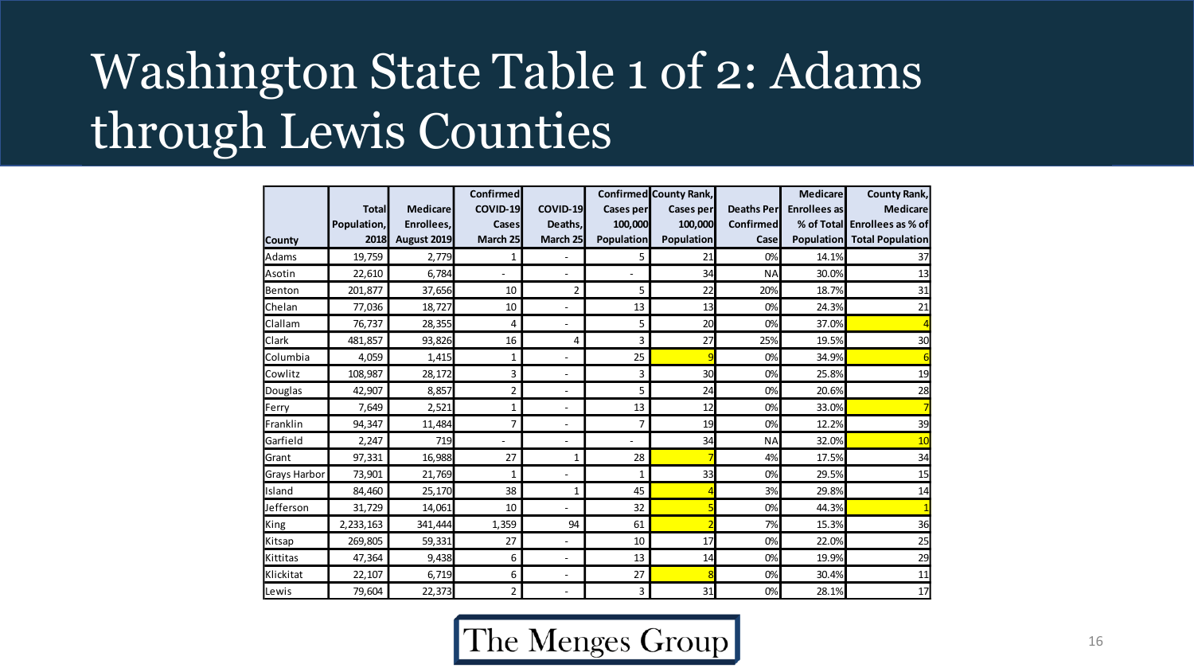# Washington State Table 1 of 2: Adams through Lewis Counties

| County | Total Population, 2018 | Medicare Enrollees, August 2019 | Confirmed COVID-19 Cases March 25 | COVID-19 Deaths, March 25 | Confirmed Cases per 100,000 Population | County Rank, Cases per 100,000 Population | Deaths Per Confirmed Case | Medicare Enrollees as % of Total Population | County Rank, Medicare Enrollees as % of Total Population |
|---|---|---|---|---|---|---|---|---|---|
| Adams | 19,759 | 2,779 | 1 | - | 5 | 21 | 0% | 14.1% | 37 |
| Asotin | 22,610 | 6,784 | - | - | - | 34 | NA | 30.0% | 13 |
| Benton | 201,877 | 37,656 | 10 | 2 | 5 | 22 | 20% | 18.7% | 31 |
| Chelan | 77,036 | 18,727 | 10 | - | 13 | 13 | 0% | 24.3% | 21 |
| Clallam | 76,737 | 28,355 | 4 | - | 5 | 20 | 0% | 37.0% | 4 |
| Clark | 481,857 | 93,826 | 16 | 4 | 3 | 27 | 25% | 19.5% | 30 |
| Columbia | 4,059 | 1,415 | 1 | - | 25 | 9 | 0% | 34.9% | 6 |
| Cowlitz | 108,987 | 28,172 | 3 | - | 3 | 30 | 0% | 25.8% | 19 |
| Douglas | 42,907 | 8,857 | 2 | - | 5 | 24 | 0% | 20.6% | 28 |
| Ferry | 7,649 | 2,521 | 1 | - | 13 | 12 | 0% | 33.0% | 7 |
| Franklin | 94,347 | 11,484 | 7 | - | 7 | 19 | 0% | 12.2% | 39 |
| Garfield | 2,247 | 719 | - | - | - | 34 | NA | 32.0% | 10 |
| Grant | 97,331 | 16,988 | 27 | 1 | 28 | 7 | 4% | 17.5% | 34 |
| Grays Harbor | 73,901 | 21,769 | 1 | - | 1 | 33 | 0% | 29.5% | 15 |
| Island | 84,460 | 25,170 | 38 | 1 | 45 | 4 | 3% | 29.8% | 14 |
| Jefferson | 31,729 | 14,061 | 10 | - | 32 | 5 | 0% | 44.3% | 1 |
| King | 2,233,163 | 341,444 | 1,359 | 94 | 61 | 2 | 7% | 15.3% | 36 |
| Kitsap | 269,805 | 59,331 | 27 | - | 10 | 17 | 0% | 22.0% | 25 |
| Kittitas | 47,364 | 9,438 | 6 | - | 13 | 14 | 0% | 19.9% | 29 |
| Klickitat | 22,107 | 6,719 | 6 | - | 27 | 8 | 0% | 30.4% | 11 |
| Lewis | 79,604 | 22,373 | 2 | - | 3 | 31 | 0% | 28.1% | 17 |

The Menges Group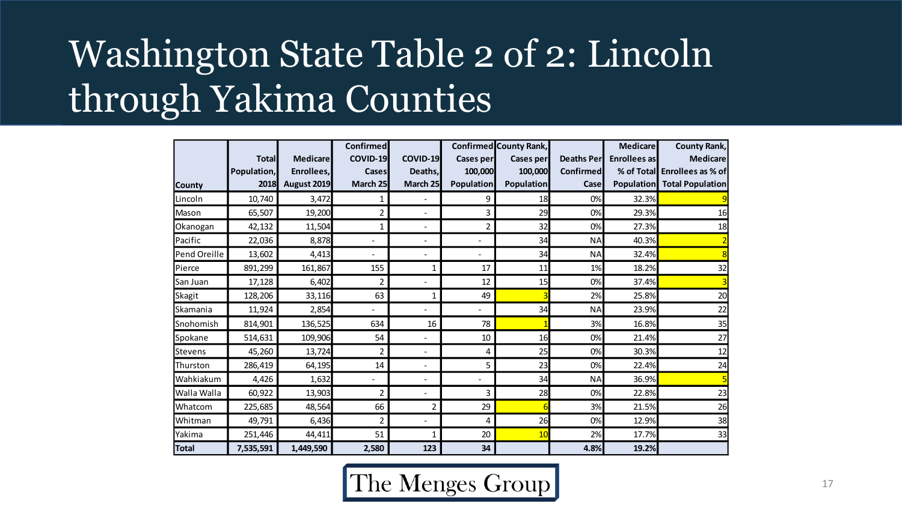# Washington State Table 2 of 2: Lincoln through Yakima Counties

| County | Total Population, 2018 | Medicare Enrollees, August 2019 | Confirmed COVID-19 Cases March 25 | COVID-19 Deaths, March 25 | Confirmed Cases per 100,000 Population | County Rank, Cases per 100,000 Population | Deaths Per Confirmed Case | Medicare Enrollees as % of Total Population | County Rank, Medicare Enrollees as % of Total Population |
|---|---|---|---|---|---|---|---|---|---|
| Lincoln | 10,740 | 3,472 | 1 | - | 9 | 18 | 0% | 32.3% | 9 |
| Mason | 65,507 | 19,200 | 2 | - | 3 | 29 | 0% | 29.3% | 16 |
| Okanogan | 42,132 | 11,504 | 1 | - | 2 | 32 | 0% | 27.3% | 18 |
| Pacific | 22,036 | 8,878 | - | - | - | 34 | NA | 40.3% | 2 |
| Pend Oreille | 13,602 | 4,413 | - | - | - | 34 | NA | 32.4% | 8 |
| Pierce | 891,299 | 161,867 | 155 | 1 | 17 | 11 | 1% | 18.2% | 32 |
| San Juan | 17,128 | 6,402 | 2 | - | 12 | 15 | 0% | 37.4% | 3 |
| Skagit | 128,206 | 33,116 | 63 | 1 | 49 | 3 | 2% | 25.8% | 20 |
| Skamania | 11,924 | 2,854 | - | - | - | 34 | NA | 23.9% | 22 |
| Snohomish | 814,901 | 136,525 | 634 | 16 | 78 | 1 | 3% | 16.8% | 35 |
| Spokane | 514,631 | 109,906 | 54 | - | 10 | 16 | 0% | 21.4% | 27 |
| Stevens | 45,260 | 13,724 | 2 | - | 4 | 25 | 0% | 30.3% | 12 |
| Thurston | 286,419 | 64,195 | 14 | - | 5 | 23 | 0% | 22.4% | 24 |
| Wahkiakum | 4,426 | 1,632 | - | - | - | 34 | NA | 36.9% | 5 |
| Walla Walla | 60,922 | 13,903 | 2 | - | 3 | 28 | 0% | 22.8% | 23 |
| Whatcom | 225,685 | 48,564 | 66 | 2 | 29 | 6 | 3% | 21.5% | 26 |
| Whitman | 49,791 | 6,436 | 2 | - | 4 | 26 | 0% | 12.9% | 38 |
| Yakima | 251,446 | 44,411 | 51 | 1 | 20 | 10 | 2% | 17.7% | 33 |
| **Total** | **7,535,591** | **1,449,590** | **2,580** | **123** | **34** | | **4.8%** | **19.2%** | |

The Menges Group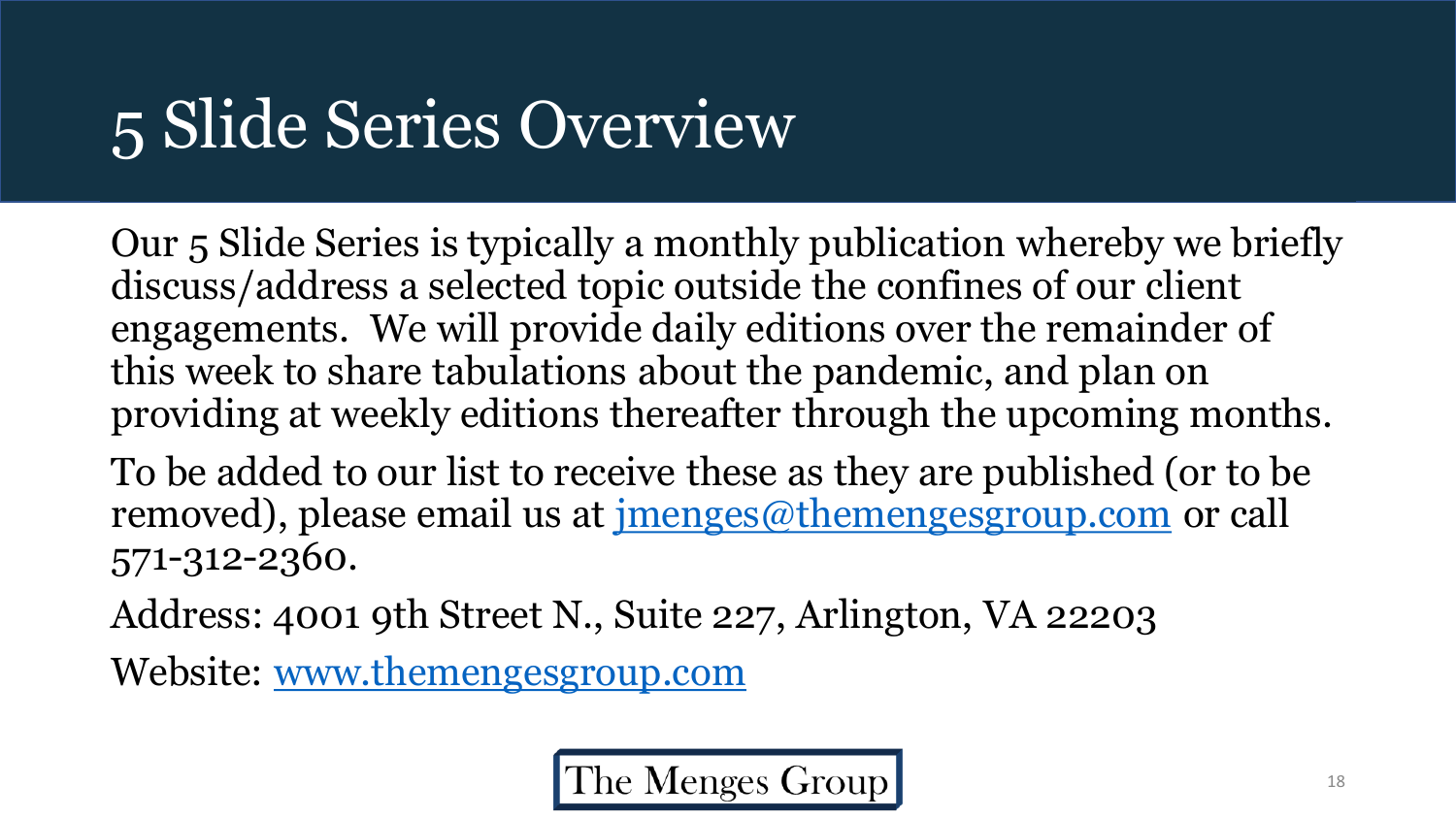# 5 Slide Series Overview

Our 5 Slide Series is typically a monthly publication whereby we briefly discuss/address a selected topic outside the confines of our client engagements. We will provide daily editions over the remainder of this week to share tabulations about the pandemic, and plan on providing at weekly editions thereafter through the upcoming months.

To be added to our list to receive these as they are published (or to be removed), please email us at [jmenges@themengesgroup.com](mailto:jmenges@themengesgroup.com) or call 571-312-2360.

Address: 4001 9th Street N., Suite 227, Arlington, VA 22203

Website: [www.themengesgroup.com](http://www.themengesgroup.com)

The Menges Group